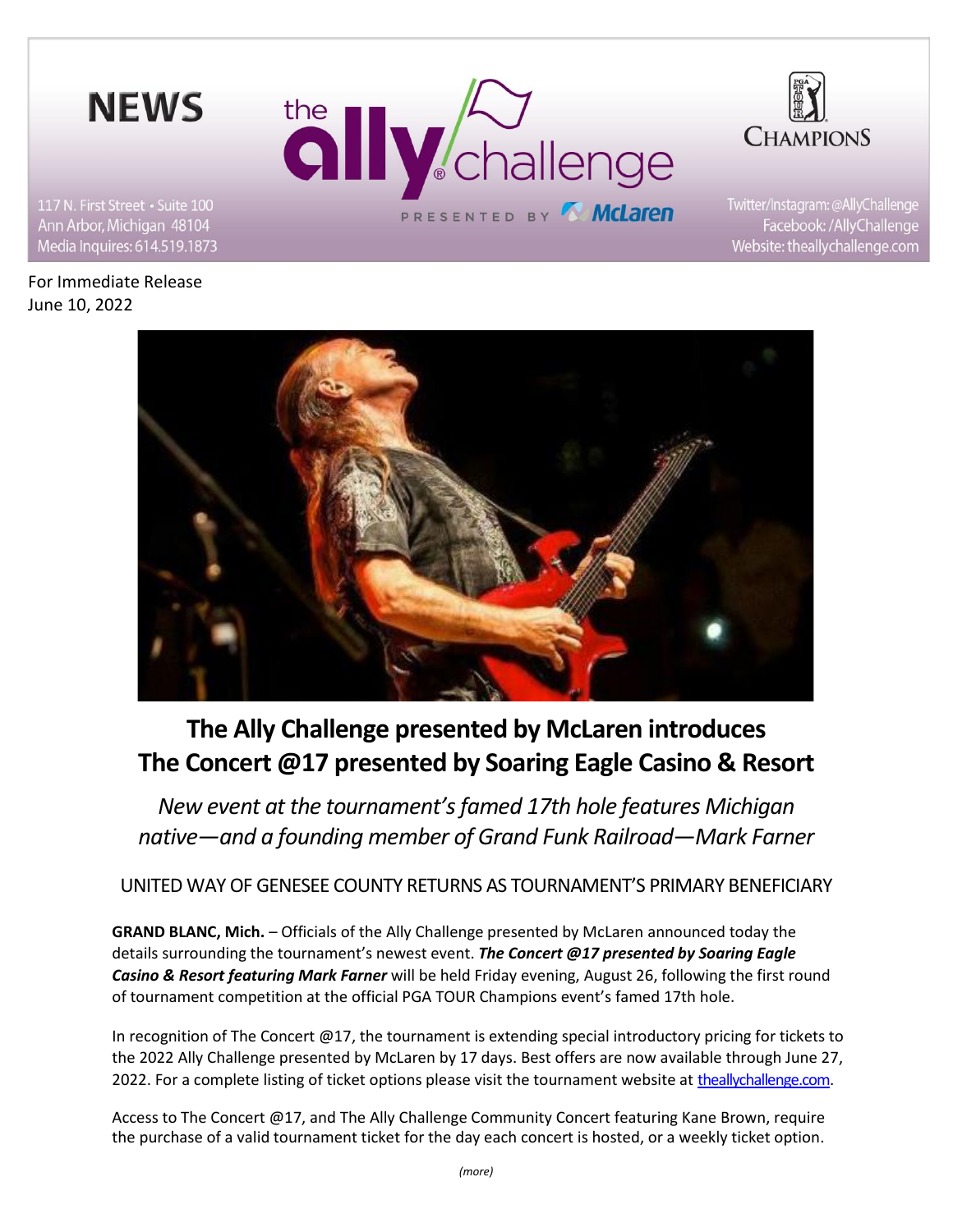NEWS

117 N. First Street • Suite 100
Ann Arbor, Michigan 48104
Media Inquires: 614.519.1873

Twitter/Instagram: @AllyChallenge
Facebook: /AllyChallenge
Website: theallychallenge.com

For Immediate Release
June 10, 2022

# The Ally Challenge presented by McLaren introduces The Concert @17 presented by Soaring Eagle Casino & Resort

*New event at the tournament's famed 17th hole features Michigan native—and a founding member of Grand Funk Railroad—Mark Farner*

UNITED WAY OF GENESEE COUNTY RETURNS AS TOURNAMENT'S PRIMARY BENEFICIARY

**GRAND BLANC, Mich.** – Officials of the Ally Challenge presented by McLaren announced today the details surrounding the tournament's newest event. ***The Concert @17 presented by Soaring Eagle Casino & Resort featuring Mark Farner*** will be held Friday evening, August 26, following the first round of tournament competition at the official PGA TOUR Champions event's famed 17th hole.

In recognition of The Concert @17, the tournament is extending special introductory pricing for tickets to the 2022 Ally Challenge presented by McLaren by 17 days. Best offers are now available through June 27, 2022. For a complete listing of ticket options please visit the tournament website at theallychallenge.com.

Access to The Concert @17, and The Ally Challenge Community Concert featuring Kane Brown, require the purchase of a valid tournament ticket for the day each concert is hosted, or a weekly ticket option.

*(more)*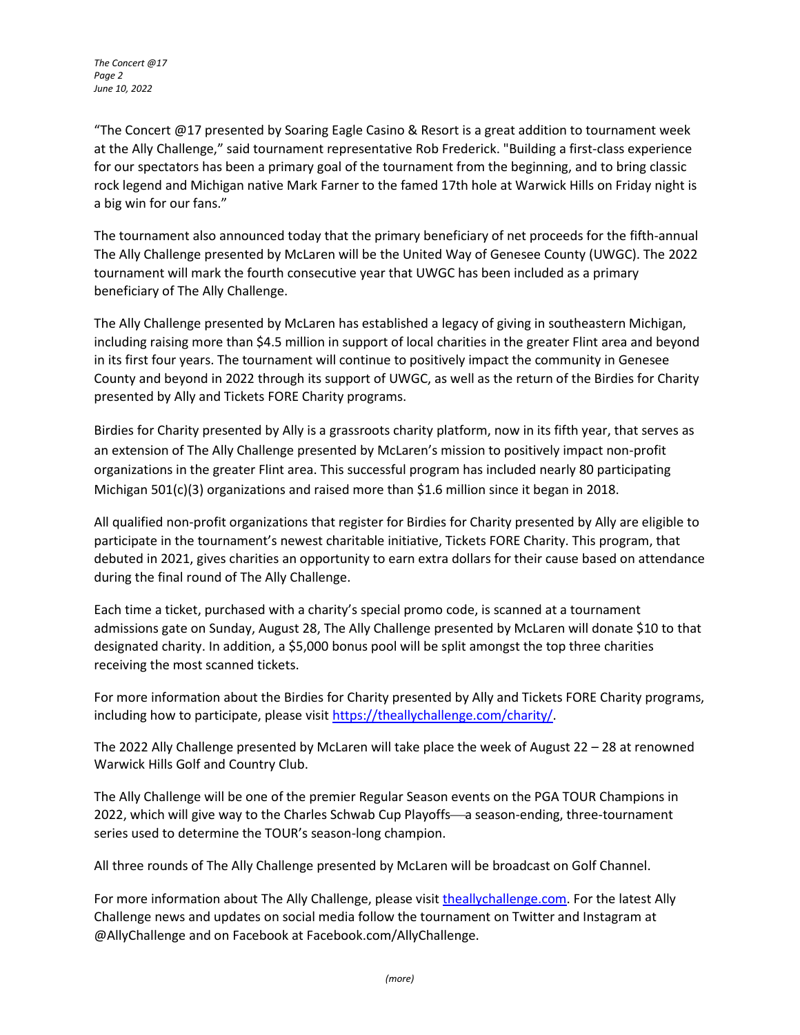"The Concert @17 presented by Soaring Eagle Casino & Resort is a great addition to tournament week at the Ally Challenge," said tournament representative Rob Frederick. "Building a first-class experience for our spectators has been a primary goal of the tournament from the beginning, and to bring classic rock legend and Michigan native Mark Farner to the famed 17th hole at Warwick Hills on Friday night is a big win for our fans."

The tournament also announced today that the primary beneficiary of net proceeds for the fifth-annual The Ally Challenge presented by McLaren will be the United Way of Genesee County (UWGC). The 2022 tournament will mark the fourth consecutive year that UWGC has been included as a primary beneficiary of The Ally Challenge.

The Ally Challenge presented by McLaren has established a legacy of giving in southeastern Michigan, including raising more than $4.5 million in support of local charities in the greater Flint area and beyond in its first four years. The tournament will continue to positively impact the community in Genesee County and beyond in 2022 through its support of UWGC, as well as the return of the Birdies for Charity presented by Ally and Tickets FORE Charity programs.

Birdies for Charity presented by Ally is a grassroots charity platform, now in its fifth year, that serves as an extension of The Ally Challenge presented by McLaren's mission to positively impact non-profit organizations in the greater Flint area. This successful program has included nearly 80 participating Michigan 501(c)(3) organizations and raised more than $1.6 million since it began in 2018.

All qualified non-profit organizations that register for Birdies for Charity presented by Ally are eligible to participate in the tournament's newest charitable initiative, Tickets FORE Charity. This program, that debuted in 2021, gives charities an opportunity to earn extra dollars for their cause based on attendance during the final round of The Ally Challenge.

Each time a ticket, purchased with a charity's special promo code, is scanned at a tournament admissions gate on Sunday, August 28, The Ally Challenge presented by McLaren will donate $10 to that designated charity. In addition, a $5,000 bonus pool will be split amongst the top three charities receiving the most scanned tickets.

For more information about the Birdies for Charity presented by Ally and Tickets FORE Charity programs, including how to participate, please visit [https://theallychallenge.com/charity/](https://theallychallenge.com/charity/).

The 2022 Ally Challenge presented by McLaren will take place the week of August 22 – 28 at renowned Warwick Hills Golf and Country Club.

The Ally Challenge will be one of the premier Regular Season events on the PGA TOUR Champions in 2022, which will give way to the Charles Schwab Cup Playoffs—a season-ending, three-tournament series used to determine the TOUR's season-long champion.

All three rounds of The Ally Challenge presented by McLaren will be broadcast on Golf Channel.

For more information about The Ally Challenge, please visit [theallychallenge.com](https://theallychallenge.com). For the latest Ally Challenge news and updates on social media follow the tournament on Twitter and Instagram at @AllyChallenge and on Facebook at Facebook.com/AllyChallenge.

*(more)*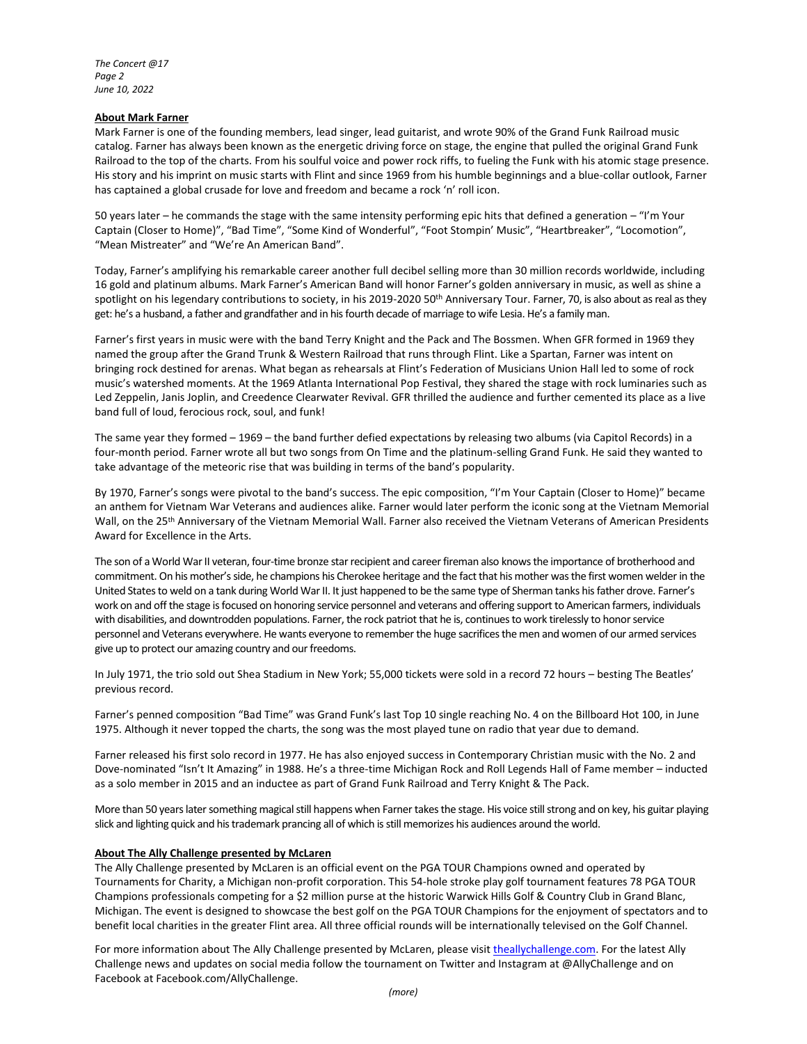## About Mark Farner

Mark Farner is one of the founding members, lead singer, lead guitarist, and wrote 90% of the Grand Funk Railroad music catalog. Farner has always been known as the energetic driving force on stage, the engine that pulled the original Grand Funk Railroad to the top of the charts. From his soulful voice and power rock riffs, to fueling the Funk with his atomic stage presence. His story and his imprint on music starts with Flint and since 1969 from his humble beginnings and a blue-collar outlook, Farner has captained a global crusade for love and freedom and became a rock 'n' roll icon.

50 years later – he commands the stage with the same intensity performing epic hits that defined a generation – "I'm Your Captain (Closer to Home)", "Bad Time", "Some Kind of Wonderful", "Foot Stompin' Music", "Heartbreaker", "Locomotion", "Mean Mistreater" and "We're An American Band".

Today, Farner's amplifying his remarkable career another full decibel selling more than 30 million records worldwide, including 16 gold and platinum albums. Mark Farner's American Band will honor Farner's golden anniversary in music, as well as shine a spotlight on his legendary contributions to society, in his 2019-2020 50th Anniversary Tour. Farner, 70, is also about as real as they get: he's a husband, a father and grandfather and in his fourth decade of marriage to wife Lesia. He's a family man.

Farner's first years in music were with the band Terry Knight and the Pack and The Bossmen. When GFR formed in 1969 they named the group after the Grand Trunk & Western Railroad that runs through Flint. Like a Spartan, Farner was intent on bringing rock destined for arenas. What began as rehearsals at Flint's Federation of Musicians Union Hall led to some of rock music's watershed moments. At the 1969 Atlanta International Pop Festival, they shared the stage with rock luminaries such as Led Zeppelin, Janis Joplin, and Creedence Clearwater Revival. GFR thrilled the audience and further cemented its place as a live band full of loud, ferocious rock, soul, and funk!

The same year they formed – 1969 – the band further defied expectations by releasing two albums (via Capitol Records) in a four-month period. Farner wrote all but two songs from On Time and the platinum-selling Grand Funk. He said they wanted to take advantage of the meteoric rise that was building in terms of the band's popularity.

By 1970, Farner's songs were pivotal to the band's success. The epic composition, "I'm Your Captain (Closer to Home)" became an anthem for Vietnam War Veterans and audiences alike. Farner would later perform the iconic song at the Vietnam Memorial Wall, on the 25th Anniversary of the Vietnam Memorial Wall. Farner also received the Vietnam Veterans of American Presidents Award for Excellence in the Arts.

The son of a World War II veteran, four-time bronze star recipient and career fireman also knows the importance of brotherhood and commitment. On his mother's side, he champions his Cherokee heritage and the fact that his mother was the first women welder in the United States to weld on a tank during World War II. It just happened to be the same type of Sherman tanks his father drove. Farner's work on and off the stage is focused on honoring service personnel and veterans and offering support to American farmers, individuals with disabilities, and downtrodden populations. Farner, the rock patriot that he is, continues to work tirelessly to honor service personnel and Veterans everywhere. He wants everyone to remember the huge sacrifices the men and women of our armed services give up to protect our amazing country and our freedoms.

In July 1971, the trio sold out Shea Stadium in New York; 55,000 tickets were sold in a record 72 hours – besting The Beatles' previous record.

Farner's penned composition "Bad Time" was Grand Funk's last Top 10 single reaching No. 4 on the Billboard Hot 100, in June 1975. Although it never topped the charts, the song was the most played tune on radio that year due to demand.

Farner released his first solo record in 1977. He has also enjoyed success in Contemporary Christian music with the No. 2 and Dove-nominated "Isn't It Amazing" in 1988. He's a three-time Michigan Rock and Roll Legends Hall of Fame member – inducted as a solo member in 2015 and an inductee as part of Grand Funk Railroad and Terry Knight & The Pack.

More than 50 years later something magical still happens when Farner takes the stage. His voice still strong and on key, his guitar playing slick and lighting quick and his trademark prancing all of which is still memorizes his audiences around the world.

## About The Ally Challenge presented by McLaren

The Ally Challenge presented by McLaren is an official event on the PGA TOUR Champions owned and operated by Tournaments for Charity, a Michigan non-profit corporation. This 54-hole stroke play golf tournament features 78 PGA TOUR Champions professionals competing for a $2 million purse at the historic Warwick Hills Golf & Country Club in Grand Blanc, Michigan. The event is designed to showcase the best golf on the PGA TOUR Champions for the enjoyment of spectators and to benefit local charities in the greater Flint area. All three official rounds will be internationally televised on the Golf Channel.

For more information about The Ally Challenge presented by McLaren, please visit theallychallenge.com. For the latest Ally Challenge news and updates on social media follow the tournament on Twitter and Instagram at @AllyChallenge and on Facebook at Facebook.com/AllyChallenge.

*(more)*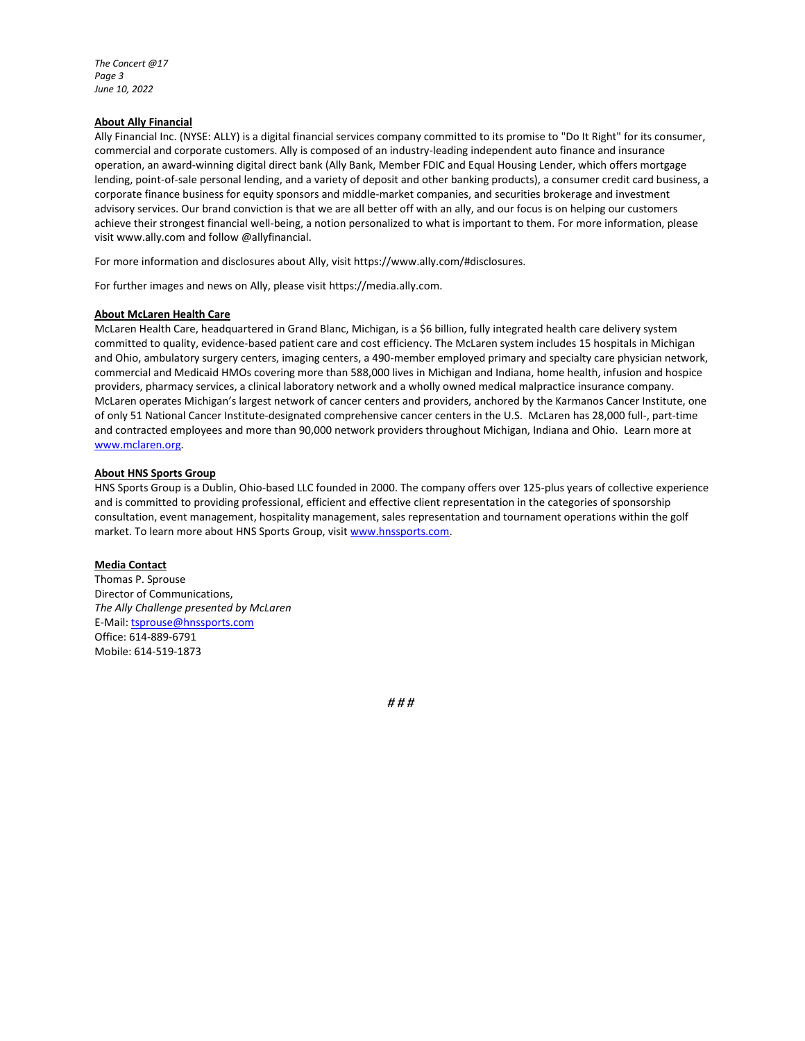**About Ally Financial**

Ally Financial Inc. (NYSE: ALLY) is a digital financial services company committed to its promise to "Do It Right" for its consumer, commercial and corporate customers. Ally is composed of an industry-leading independent auto finance and insurance operation, an award-winning digital direct bank (Ally Bank, Member FDIC and Equal Housing Lender, which offers mortgage lending, point-of-sale personal lending, and a variety of deposit and other banking products), a consumer credit card business, a corporate finance business for equity sponsors and middle-market companies, and securities brokerage and investment advisory services. Our brand conviction is that we are all better off with an ally, and our focus is on helping our customers achieve their strongest financial well-being, a notion personalized to what is important to them. For more information, please visit www.ally.com and follow @allyfinancial.

For more information and disclosures about Ally, visit https://www.ally.com/#disclosures.

For further images and news on Ally, please visit https://media.ally.com.

**About McLaren Health Care**

McLaren Health Care, headquartered in Grand Blanc, Michigan, is a $6 billion, fully integrated health care delivery system committed to quality, evidence-based patient care and cost efficiency. The McLaren system includes 15 hospitals in Michigan and Ohio, ambulatory surgery centers, imaging centers, a 490-member employed primary and specialty care physician network, commercial and Medicaid HMOs covering more than 588,000 lives in Michigan and Indiana, home health, infusion and hospice providers, pharmacy services, a clinical laboratory network and a wholly owned medical malpractice insurance company. McLaren operates Michigan's largest network of cancer centers and providers, anchored by the Karmanos Cancer Institute, one of only 51 National Cancer Institute-designated comprehensive cancer centers in the U.S. McLaren has 28,000 full-, part-time and contracted employees and more than 90,000 network providers throughout Michigan, Indiana and Ohio. Learn more at www.mclaren.org.

**About HNS Sports Group**

HNS Sports Group is a Dublin, Ohio-based LLC founded in 2000. The company offers over 125-plus years of collective experience and is committed to providing professional, efficient and effective client representation in the categories of sponsorship consultation, event management, hospitality management, sales representation and tournament operations within the golf market. To learn more about HNS Sports Group, visit www.hnssports.com.

**Media Contact**

Thomas P. Sprouse
Director of Communications,
*The Ally Challenge presented by McLaren*
E-Mail: tsprouse@hnssports.com
Office: 614-889-6791
Mobile: 614-519-1873

# # #